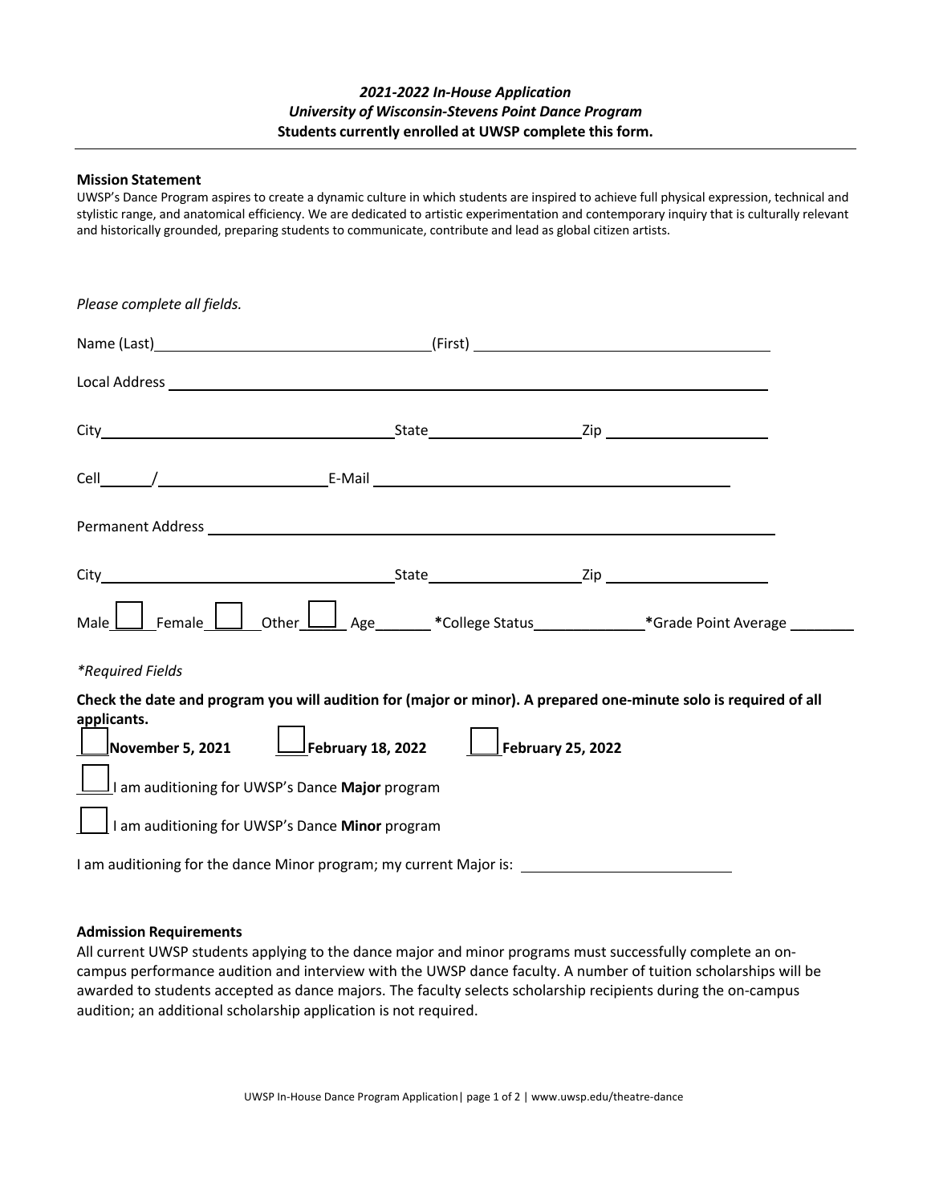***2021-2022 In-House Application***
***University of Wisconsin-Stevens Point Dance Program***
**Students currently enrolled at UWSP complete this form.**

---

**Mission Statement**

UWSP's Dance Program aspires to create a dynamic culture in which students are inspired to achieve full physical expression, technical and stylistic range, and anatomical efficiency. We are dedicated to artistic experimentation and contemporary inquiry that is culturally relevant and historically grounded, preparing students to communicate, contribute and lead as global citizen artists.

*Please complete all fields.*

Name (Last)________________________________(First) ____________________________________

Local Address ______________________________________________________________________

City____________________________________State__________________Zip ____________________

Cell______/____________________E-Mail ___________________________________________

Permanent Address __________________________________________________________________

City____________________________________State__________________Zip ____________________

Male ☐ Female ☐ Other ☐ Age_______ *College Status_____________ *Grade Point Average ________

*\*Required Fields*

**Check the date and program you will audition for (major or minor). A prepared one-minute solo is required of all applicants.**

☐ **November 5, 2021** ☐ **February 18, 2022** ☐ **February 25, 2022**

☐ I am auditioning for UWSP's Dance **Major** program

☐ I am auditioning for UWSP's Dance **Minor** program

I am auditioning for the dance Minor program; my current Major is: __________________________

**Admission Requirements**

All current UWSP students applying to the dance major and minor programs must successfully complete an on-campus performance audition and interview with the UWSP dance faculty. A number of tuition scholarships will be awarded to students accepted as dance majors. The faculty selects scholarship recipients during the on-campus audition; an additional scholarship application is not required.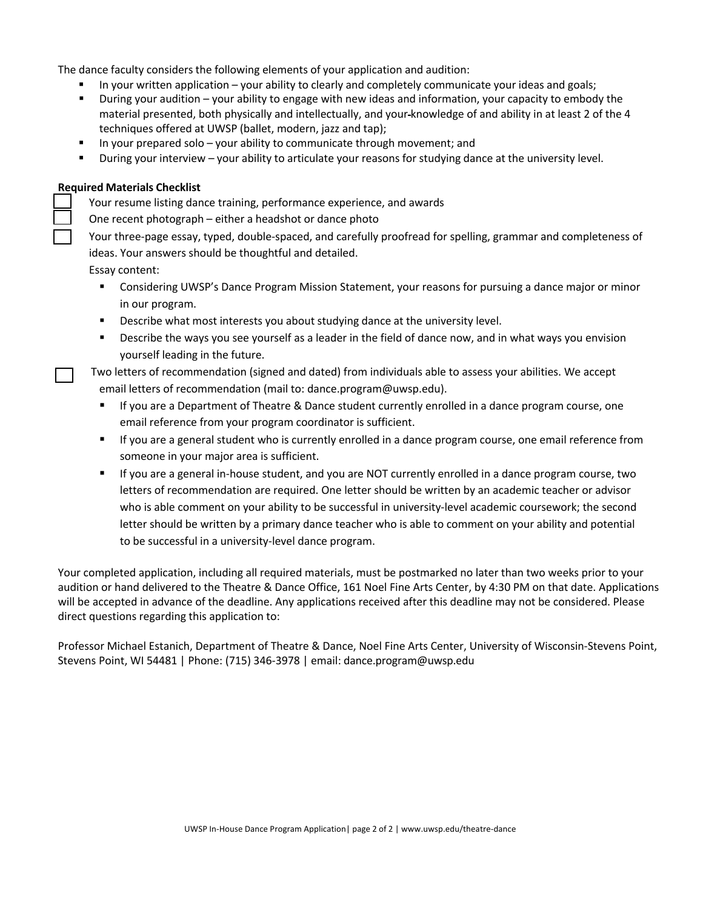The dance faculty considers the following elements of your application and audition:

- In your written application – your ability to clearly and completely communicate your ideas and goals;
- During your audition – your ability to engage with new ideas and information, your capacity to embody the material presented, both physically and intellectually, and your knowledge of and ability in at least 2 of the 4 techniques offered at UWSP (ballet, modern, jazz and tap);
- In your prepared solo – your ability to communicate through movement; and
- During your interview – your ability to articulate your reasons for studying dance at the university level.

**Required Materials Checklist**

- [ ] Your resume listing dance training, performance experience, and awards
- [ ] One recent photograph – either a headshot or dance photo
- [ ] Your three-page essay, typed, double-spaced, and carefully proofread for spelling, grammar and completeness of ideas. Your answers should be thoughtful and detailed.

  Essay content:
  - Considering UWSP's Dance Program Mission Statement, your reasons for pursuing a dance major or minor in our program.
  - Describe what most interests you about studying dance at the university level.
  - Describe the ways you see yourself as a leader in the field of dance now, and in what ways you envision yourself leading in the future.
- [ ] Two letters of recommendation (signed and dated) from individuals able to assess your abilities. We accept email letters of recommendation (mail to: dance.program@uwsp.edu).
  - If you are a Department of Theatre & Dance student currently enrolled in a dance program course, one email reference from your program coordinator is sufficient.
  - If you are a general student who is currently enrolled in a dance program course, one email reference from someone in your major area is sufficient.
  - If you are a general in-house student, and you are NOT currently enrolled in a dance program course, two letters of recommendation are required. One letter should be written by an academic teacher or advisor who is able comment on your ability to be successful in university-level academic coursework; the second letter should be written by a primary dance teacher who is able to comment on your ability and potential to be successful in a university-level dance program.

Your completed application, including all required materials, must be postmarked no later than two weeks prior to your audition or hand delivered to the Theatre & Dance Office, 161 Noel Fine Arts Center, by 4:30 PM on that date. Applications will be accepted in advance of the deadline. Any applications received after this deadline may not be considered. Please direct questions regarding this application to:

Professor Michael Estanich, Department of Theatre & Dance, Noel Fine Arts Center, University of Wisconsin-Stevens Point, Stevens Point, WI 54481 | Phone: (715) 346-3978 | email: dance.program@uwsp.edu